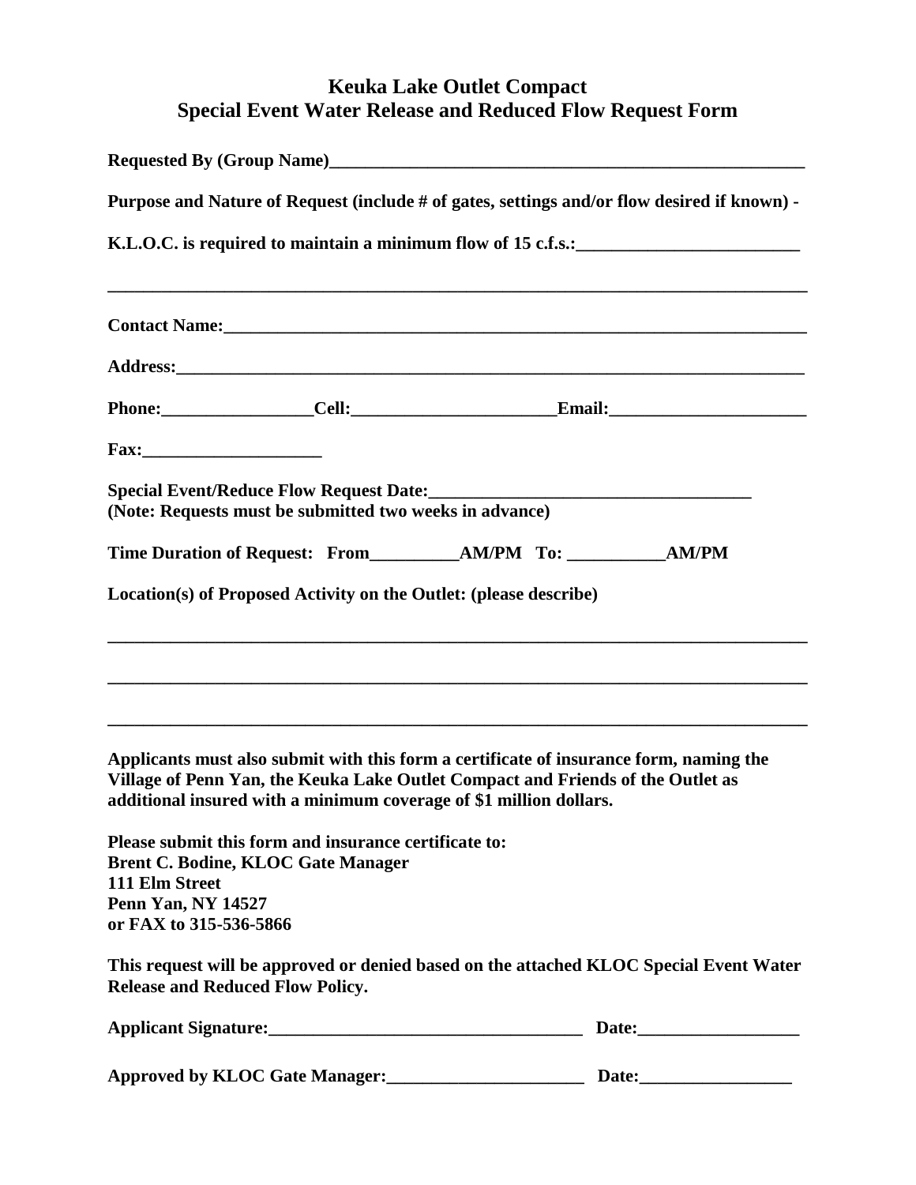# Keuka Lake Outlet Compact
## Special Event Water Release and Reduced Flow Request Form

**Requested By (Group Name)**_______________________________________________

**Purpose and Nature of Request (include # of gates, settings and/or flow desired if known) -**

**K.L.O.C. is required to maintain a minimum flow of 15 c.f.s.:**________________________

_______________________________________________________________________________

**Contact Name:**______________________________________________________________

**Address:**___________________________________________________________________

**Phone:**________________**Cell:**______________________**Email:**_____________________

**Fax:**___________________

**Special Event/Reduce Flow Request Date:**___________________________________
**(Note: Requests must be submitted two weeks in advance)**

**Time Duration of Request: From**__________**AM/PM To:** ___________**AM/PM**

**Location(s) of Proposed Activity on the Outlet: (please describe)**

_______________________________________________________________________________

_______________________________________________________________________________

_______________________________________________________________________________

**Applicants must also submit with this form a certificate of insurance form, naming the Village of Penn Yan, the Keuka Lake Outlet Compact and Friends of the Outlet as additional insured with a minimum coverage of $1 million dollars.**

**Please submit this form and insurance certificate to:**
**Brent C. Bodine, KLOC Gate Manager**
**111 Elm Street**
**Penn Yan, NY 14527**
**or FAX to 315-536-5866**

**This request will be approved or denied based on the attached KLOC Special Event Water Release and Reduced Flow Policy.**

**Applicant Signature:**__________________________________ **Date:**_________________

**Approved by KLOC Gate Manager:**______________________ **Date:**_________________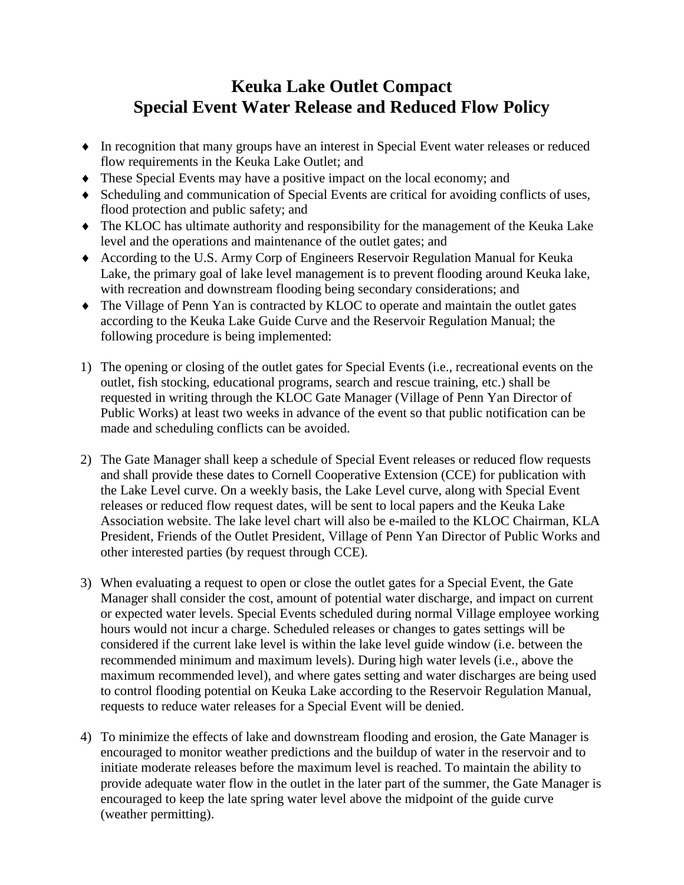# Keuka Lake Outlet Compact
# Special Event Water Release and Reduced Flow Policy

- In recognition that many groups have an interest in Special Event water releases or reduced flow requirements in the Keuka Lake Outlet; and
- These Special Events may have a positive impact on the local economy; and
- Scheduling and communication of Special Events are critical for avoiding conflicts of uses, flood protection and public safety; and
- The KLOC has ultimate authority and responsibility for the management of the Keuka Lake level and the operations and maintenance of the outlet gates; and
- According to the U.S. Army Corp of Engineers Reservoir Regulation Manual for Keuka Lake, the primary goal of lake level management is to prevent flooding around Keuka lake, with recreation and downstream flooding being secondary considerations; and
- The Village of Penn Yan is contracted by KLOC to operate and maintain the outlet gates according to the Keuka Lake Guide Curve and the Reservoir Regulation Manual; the following procedure is being implemented:

1) The opening or closing of the outlet gates for Special Events (i.e., recreational events on the outlet, fish stocking, educational programs, search and rescue training, etc.) shall be requested in writing through the KLOC Gate Manager (Village of Penn Yan Director of Public Works) at least two weeks in advance of the event so that public notification can be made and scheduling conflicts can be avoided.

2) The Gate Manager shall keep a schedule of Special Event releases or reduced flow requests and shall provide these dates to Cornell Cooperative Extension (CCE) for publication with the Lake Level curve. On a weekly basis, the Lake Level curve, along with Special Event releases or reduced flow request dates, will be sent to local papers and the Keuka Lake Association website. The lake level chart will also be e-mailed to the KLOC Chairman, KLA President, Friends of the Outlet President, Village of Penn Yan Director of Public Works and other interested parties (by request through CCE).

3) When evaluating a request to open or close the outlet gates for a Special Event, the Gate Manager shall consider the cost, amount of potential water discharge, and impact on current or expected water levels. Special Events scheduled during normal Village employee working hours would not incur a charge. Scheduled releases or changes to gates settings will be considered if the current lake level is within the lake level guide window (i.e. between the recommended minimum and maximum levels). During high water levels (i.e., above the maximum recommended level), and where gates setting and water discharges are being used to control flooding potential on Keuka Lake according to the Reservoir Regulation Manual, requests to reduce water releases for a Special Event will be denied.

4) To minimize the effects of lake and downstream flooding and erosion, the Gate Manager is encouraged to monitor weather predictions and the buildup of water in the reservoir and to initiate moderate releases before the maximum level is reached. To maintain the ability to provide adequate water flow in the outlet in the later part of the summer, the Gate Manager is encouraged to keep the late spring water level above the midpoint of the guide curve (weather permitting).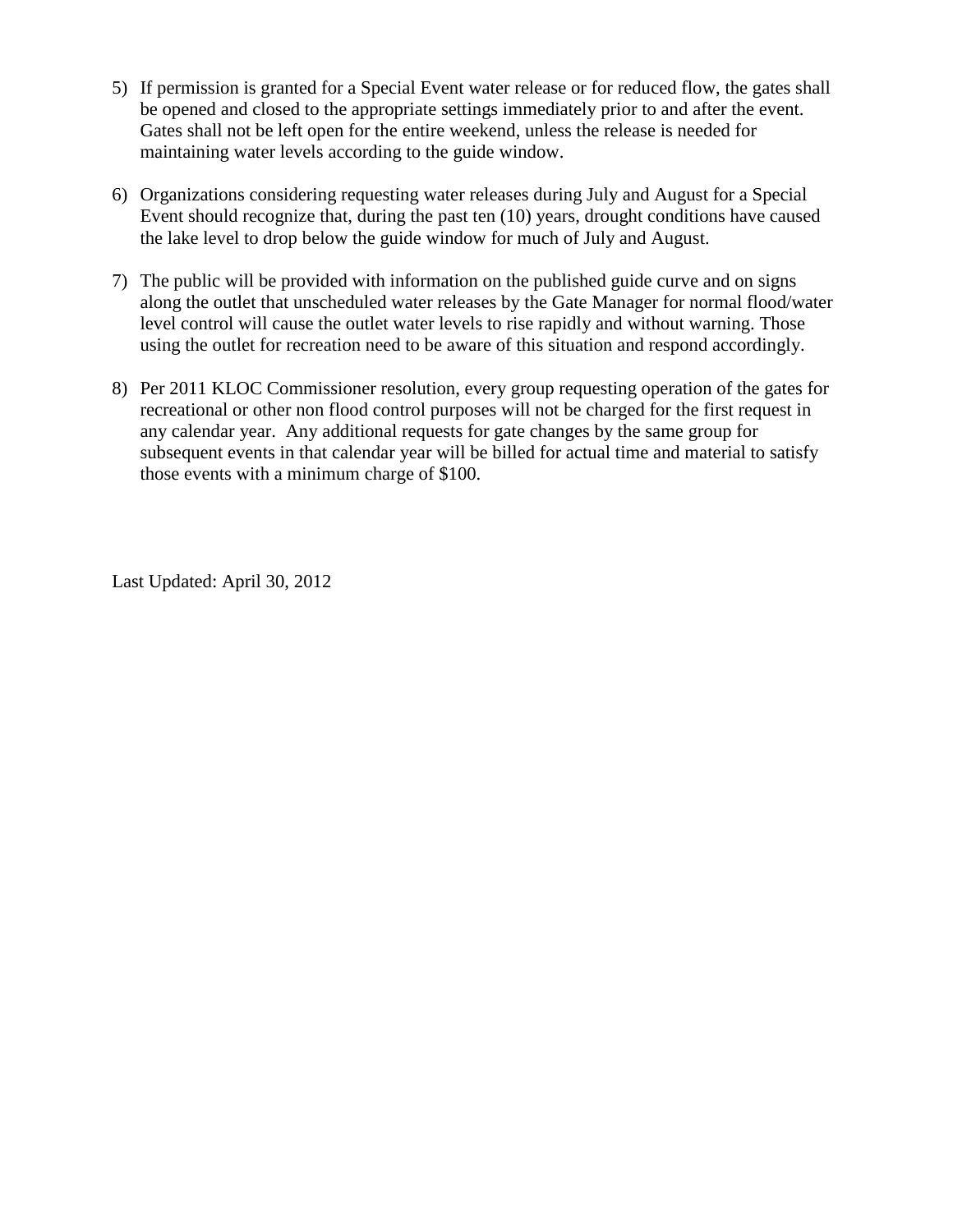5) If permission is granted for a Special Event water release or for reduced flow, the gates shall be opened and closed to the appropriate settings immediately prior to and after the event. Gates shall not be left open for the entire weekend, unless the release is needed for maintaining water levels according to the guide window.

6) Organizations considering requesting water releases during July and August for a Special Event should recognize that, during the past ten (10) years, drought conditions have caused the lake level to drop below the guide window for much of July and August.

7) The public will be provided with information on the published guide curve and on signs along the outlet that unscheduled water releases by the Gate Manager for normal flood/water level control will cause the outlet water levels to rise rapidly and without warning. Those using the outlet for recreation need to be aware of this situation and respond accordingly.

8) Per 2011 KLOC Commissioner resolution, every group requesting operation of the gates for recreational or other non flood control purposes will not be charged for the first request in any calendar year. Any additional requests for gate changes by the same group for subsequent events in that calendar year will be billed for actual time and material to satisfy those events with a minimum charge of $100.

Last Updated: April 30, 2012